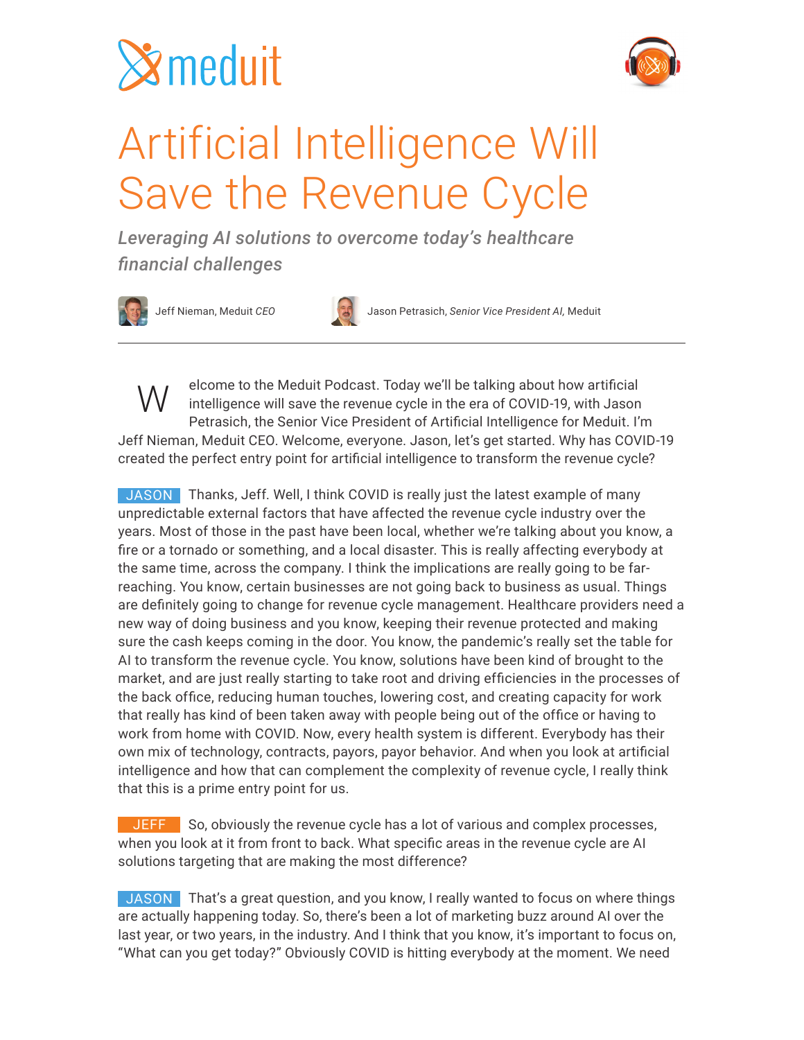meduit

# Artificial Intelligence Will Save the Revenue Cycle

***Leveraging AI solutions to overcome today's healthcare financial challenges***

Jeff Nieman, Meduit *CEO*

Jason Petrasich, *Senior Vice President AI,* Meduit

---

Welcome to the Meduit Podcast. Today we'll be talking about how artificial intelligence will save the revenue cycle in the era of COVID-19, with Jason Petrasich, the Senior Vice President of Artificial Intelligence for Meduit. I'm Jeff Nieman, Meduit CEO. Welcome, everyone. Jason, let's get started. Why has COVID-19 created the perfect entry point for artificial intelligence to transform the revenue cycle?

**JASON** Thanks, Jeff. Well, I think COVID is really just the latest example of many unpredictable external factors that have affected the revenue cycle industry over the years. Most of those in the past have been local, whether we're talking about you know, a fire or a tornado or something, and a local disaster. This is really affecting everybody at the same time, across the company. I think the implications are really going to be far-reaching. You know, certain businesses are not going back to business as usual. Things are definitely going to change for revenue cycle management. Healthcare providers need a new way of doing business and you know, keeping their revenue protected and making sure the cash keeps coming in the door. You know, the pandemic's really set the table for AI to transform the revenue cycle. You know, solutions have been kind of brought to the market, and are just really starting to take root and driving efficiencies in the processes of the back office, reducing human touches, lowering cost, and creating capacity for work that really has kind of been taken away with people being out of the office or having to work from home with COVID. Now, every health system is different. Everybody has their own mix of technology, contracts, payors, payor behavior. And when you look at artificial intelligence and how that can complement the complexity of revenue cycle, I really think that this is a prime entry point for us.

**JEFF** So, obviously the revenue cycle has a lot of various and complex processes, when you look at it from front to back. What specific areas in the revenue cycle are AI solutions targeting that are making the most difference?

**JASON** That's a great question, and you know, I really wanted to focus on where things are actually happening today. So, there's been a lot of marketing buzz around AI over the last year, or two years, in the industry. And I think that you know, it's important to focus on, "What can you get today?" Obviously COVID is hitting everybody at the moment. We need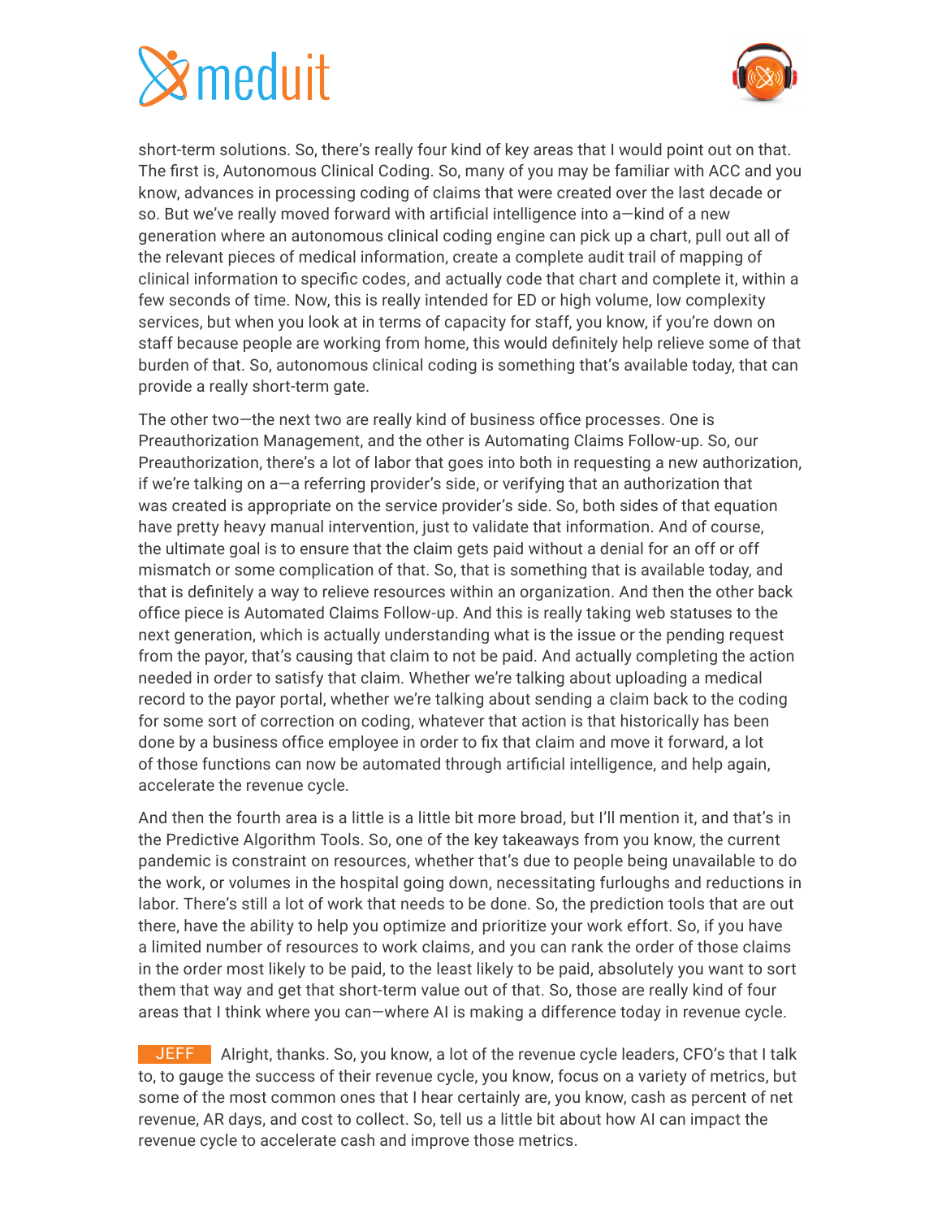short-term solutions. So, there's really four kind of key areas that I would point out on that. The first is, Autonomous Clinical Coding. So, many of you may be familiar with ACC and you know, advances in processing coding of claims that were created over the last decade or so. But we've really moved forward with artificial intelligence into a—kind of a new generation where an autonomous clinical coding engine can pick up a chart, pull out all of the relevant pieces of medical information, create a complete audit trail of mapping of clinical information to specific codes, and actually code that chart and complete it, within a few seconds of time. Now, this is really intended for ED or high volume, low complexity services, but when you look at in terms of capacity for staff, you know, if you're down on staff because people are working from home, this would definitely help relieve some of that burden of that. So, autonomous clinical coding is something that's available today, that can provide a really short-term gate.

The other two—the next two are really kind of business office processes. One is Preauthorization Management, and the other is Automating Claims Follow-up. So, our Preauthorization, there's a lot of labor that goes into both in requesting a new authorization, if we're talking on a—a referring provider's side, or verifying that an authorization that was created is appropriate on the service provider's side. So, both sides of that equation have pretty heavy manual intervention, just to validate that information. And of course, the ultimate goal is to ensure that the claim gets paid without a denial for an off or off mismatch or some complication of that. So, that is something that is available today, and that is definitely a way to relieve resources within an organization. And then the other back office piece is Automated Claims Follow-up. And this is really taking web statuses to the next generation, which is actually understanding what is the issue or the pending request from the payor, that's causing that claim to not be paid. And actually completing the action needed in order to satisfy that claim. Whether we're talking about uploading a medical record to the payor portal, whether we're talking about sending a claim back to the coding for some sort of correction on coding, whatever that action is that historically has been done by a business office employee in order to fix that claim and move it forward, a lot of those functions can now be automated through artificial intelligence, and help again, accelerate the revenue cycle.

And then the fourth area is a little is a little bit more broad, but I'll mention it, and that's in the Predictive Algorithm Tools. So, one of the key takeaways from you know, the current pandemic is constraint on resources, whether that's due to people being unavailable to do the work, or volumes in the hospital going down, necessitating furloughs and reductions in labor. There's still a lot of work that needs to be done. So, the prediction tools that are out there, have the ability to help you optimize and prioritize your work effort. So, if you have a limited number of resources to work claims, and you can rank the order of those claims in the order most likely to be paid, to the least likely to be paid, absolutely you want to sort them that way and get that short-term value out of that. So, those are really kind of four areas that I think where you can—where AI is making a difference today in revenue cycle.

**JEFF** Alright, thanks. So, you know, a lot of the revenue cycle leaders, CFO's that I talk to, to gauge the success of their revenue cycle, you know, focus on a variety of metrics, but some of the most common ones that I hear certainly are, you know, cash as percent of net revenue, AR days, and cost to collect. So, tell us a little bit about how AI can impact the revenue cycle to accelerate cash and improve those metrics.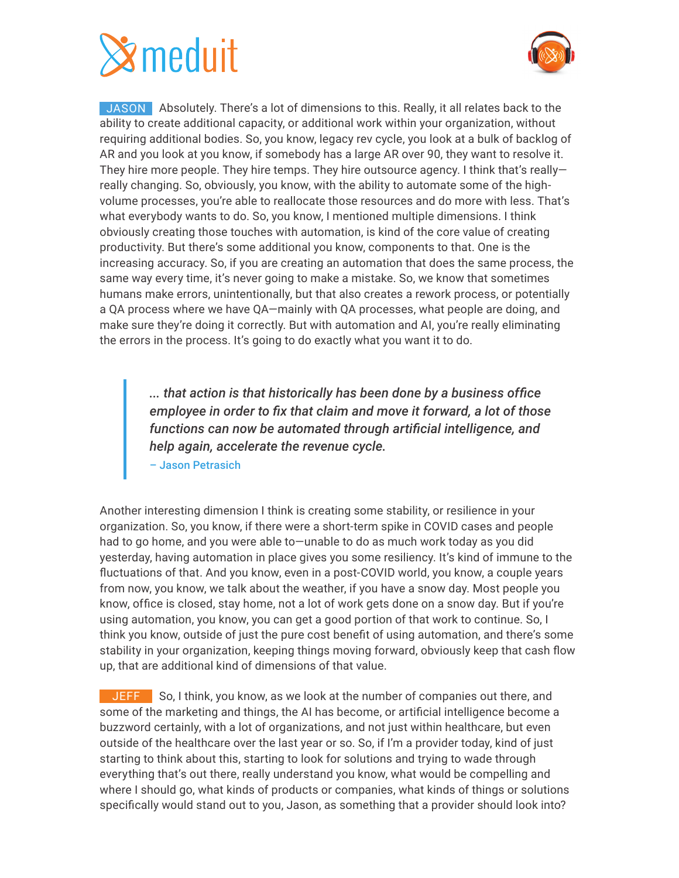**JASON** Absolutely. There's a lot of dimensions to this. Really, it all relates back to the ability to create additional capacity, or additional work within your organization, without requiring additional bodies. So, you know, legacy rev cycle, you look at a bulk of backlog of AR and you look at you know, if somebody has a large AR over 90, they want to resolve it. They hire more people. They hire temps. They hire outsource agency. I think that's really—really changing. So, obviously, you know, with the ability to automate some of the high-volume processes, you're able to reallocate those resources and do more with less. That's what everybody wants to do. So, you know, I mentioned multiple dimensions. I think obviously creating those touches with automation, is kind of the core value of creating productivity. But there's some additional you know, components to that. One is the increasing accuracy. So, if you are creating an automation that does the same process, the same way every time, it's never going to make a mistake. So, we know that sometimes humans make errors, unintentionally, but that also creates a rework process, or potentially a QA process where we have QA—mainly with QA processes, what people are doing, and make sure they're doing it correctly. But with automation and AI, you're really eliminating the errors in the process. It's going to do exactly what you want it to do.

> ***... that action is that historically has been done by a business office employee in order to fix that claim and move it forward, a lot of those functions can now be automated through artificial intelligence, and help again, accelerate the revenue cycle.***
>
> – Jason Petrasich

Another interesting dimension I think is creating some stability, or resilience in your organization. So, you know, if there were a short-term spike in COVID cases and people had to go home, and you were able to—unable to do as much work today as you did yesterday, having automation in place gives you some resiliency. It's kind of immune to the fluctuations of that. And you know, even in a post-COVID world, you know, a couple years from now, you know, we talk about the weather, if you have a snow day. Most people you know, office is closed, stay home, not a lot of work gets done on a snow day. But if you're using automation, you know, you can get a good portion of that work to continue. So, I think you know, outside of just the pure cost benefit of using automation, and there's some stability in your organization, keeping things moving forward, obviously keep that cash flow up, that are additional kind of dimensions of that value.

**JEFF** So, I think, you know, as we look at the number of companies out there, and some of the marketing and things, the AI has become, or artificial intelligence become a buzzword certainly, with a lot of organizations, and not just within healthcare, but even outside of the healthcare over the last year or so. So, if I'm a provider today, kind of just starting to think about this, starting to look for solutions and trying to wade through everything that's out there, really understand you know, what would be compelling and where I should go, what kinds of products or companies, what kinds of things or solutions specifically would stand out to you, Jason, as something that a provider should look into?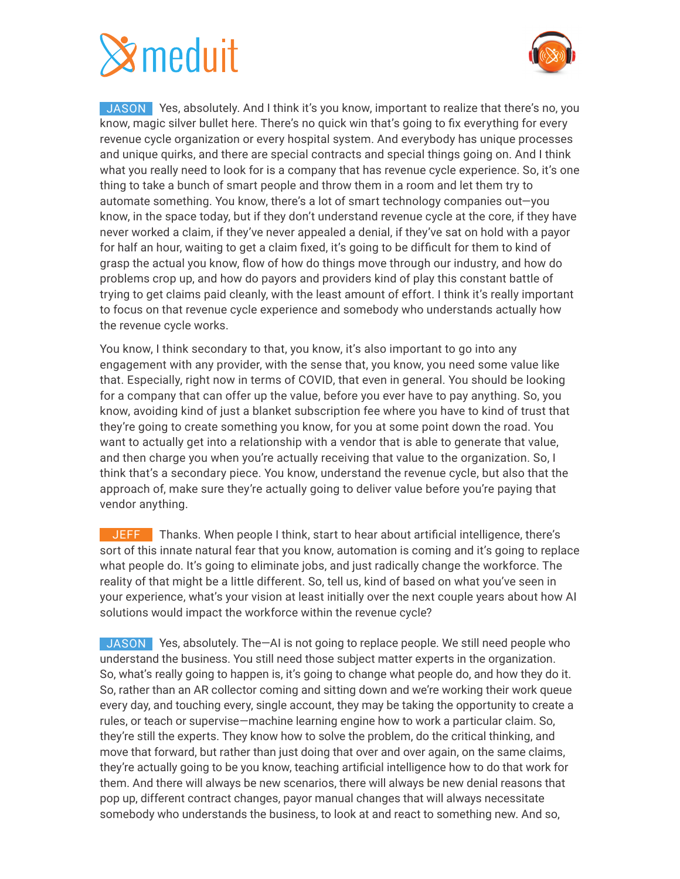**JASON** Yes, absolutely. And I think it's you know, important to realize that there's no, you know, magic silver bullet here. There's no quick win that's going to fix everything for every revenue cycle organization or every hospital system. And everybody has unique processes and unique quirks, and there are special contracts and special things going on. And I think what you really need to look for is a company that has revenue cycle experience. So, it's one thing to take a bunch of smart people and throw them in a room and let them try to automate something. You know, there's a lot of smart technology companies out—you know, in the space today, but if they don't understand revenue cycle at the core, if they have never worked a claim, if they've never appealed a denial, if they've sat on hold with a payor for half an hour, waiting to get a claim fixed, it's going to be difficult for them to kind of grasp the actual you know, flow of how do things move through our industry, and how do problems crop up, and how do payors and providers kind of play this constant battle of trying to get claims paid cleanly, with the least amount of effort. I think it's really important to focus on that revenue cycle experience and somebody who understands actually how the revenue cycle works.

You know, I think secondary to that, you know, it's also important to go into any engagement with any provider, with the sense that, you know, you need some value like that. Especially, right now in terms of COVID, that even in general. You should be looking for a company that can offer up the value, before you ever have to pay anything. So, you know, avoiding kind of just a blanket subscription fee where you have to kind of trust that they're going to create something you know, for you at some point down the road. You want to actually get into a relationship with a vendor that is able to generate that value, and then charge you when you're actually receiving that value to the organization. So, I think that's a secondary piece. You know, understand the revenue cycle, but also that the approach of, make sure they're actually going to deliver value before you're paying that vendor anything.

**JEFF** Thanks. When people I think, start to hear about artificial intelligence, there's sort of this innate natural fear that you know, automation is coming and it's going to replace what people do. It's going to eliminate jobs, and just radically change the workforce. The reality of that might be a little different. So, tell us, kind of based on what you've seen in your experience, what's your vision at least initially over the next couple years about how AI solutions would impact the workforce within the revenue cycle?

**JASON** Yes, absolutely. The—AI is not going to replace people. We still need people who understand the business. You still need those subject matter experts in the organization. So, what's really going to happen is, it's going to change what people do, and how they do it. So, rather than an AR collector coming and sitting down and we're working their work queue every day, and touching every, single account, they may be taking the opportunity to create a rules, or teach or supervise—machine learning engine how to work a particular claim. So, they're still the experts. They know how to solve the problem, do the critical thinking, and move that forward, but rather than just doing that over and over again, on the same claims, they're actually going to be you know, teaching artificial intelligence how to do that work for them. And there will always be new scenarios, there will always be new denial reasons that pop up, different contract changes, payor manual changes that will always necessitate somebody who understands the business, to look at and react to something new. And so,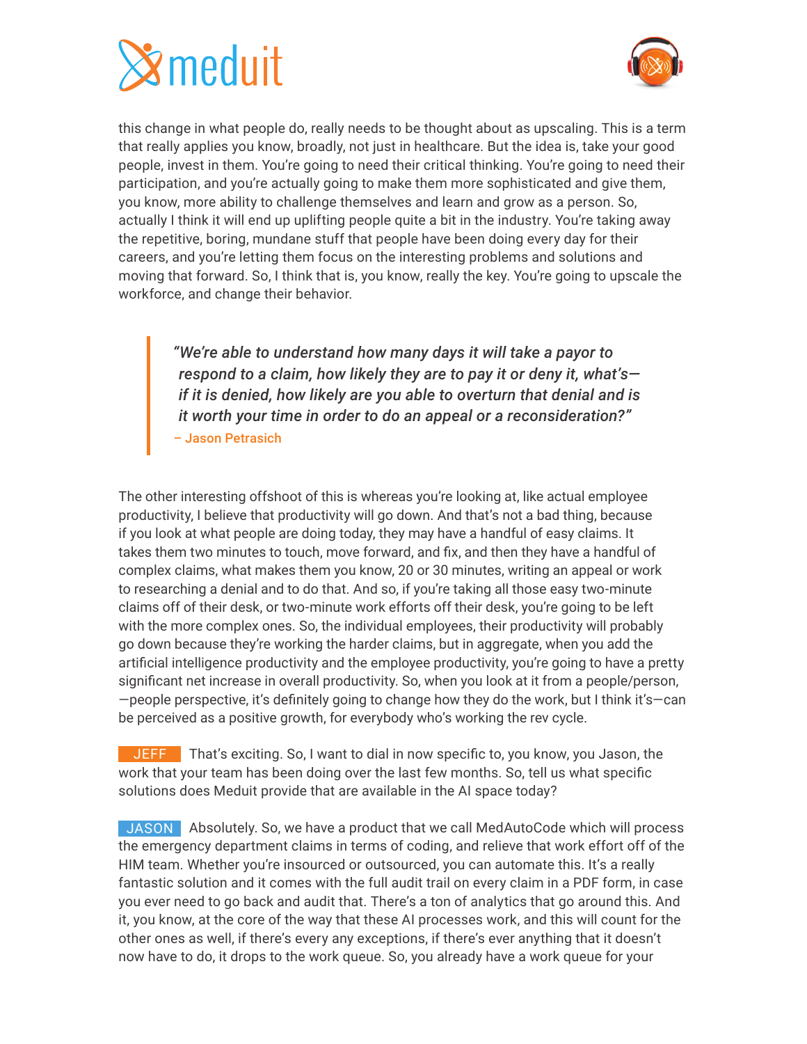this change in what people do, really needs to be thought about as upscaling. This is a term that really applies you know, broadly, not just in healthcare. But the idea is, take your good people, invest in them. You're going to need their critical thinking. You're going to need their participation, and you're actually going to make them more sophisticated and give them, you know, more ability to challenge themselves and learn and grow as a person. So, actually I think it will end up uplifting people quite a bit in the industry. You're taking away the repetitive, boring, mundane stuff that people have been doing every day for their careers, and you're letting them focus on the interesting problems and solutions and moving that forward. So, I think that is, you know, really the key. You're going to upscale the workforce, and change their behavior.

> *"We're able to understand how many days it will take a payor to respond to a claim, how likely they are to pay it or deny it, what's—if it is denied, how likely are you able to overturn that denial and is it worth your time in order to do an appeal or a reconsideration?"*
> – Jason Petrasich

The other interesting offshoot of this is whereas you're looking at, like actual employee productivity, I believe that productivity will go down. And that's not a bad thing, because if you look at what people are doing today, they may have a handful of easy claims. It takes them two minutes to touch, move forward, and fix, and then they have a handful of complex claims, what makes them you know, 20 or 30 minutes, writing an appeal or work to researching a denial and to do that. And so, if you're taking all those easy two-minute claims off of their desk, or two-minute work efforts off their desk, you're going to be left with the more complex ones. So, the individual employees, their productivity will probably go down because they're working the harder claims, but in aggregate, when you add the artificial intelligence productivity and the employee productivity, you're going to have a pretty significant net increase in overall productivity. So, when you look at it from a people/person, —people perspective, it's definitely going to change how they do the work, but I think it's—can be perceived as a positive growth, for everybody who's working the rev cycle.

**JEFF** That's exciting. So, I want to dial in now specific to, you know, you Jason, the work that your team has been doing over the last few months. So, tell us what specific solutions does Meduit provide that are available in the AI space today?

**JASON** Absolutely. So, we have a product that we call MedAutoCode which will process the emergency department claims in terms of coding, and relieve that work effort off of the HIM team. Whether you're insourced or outsourced, you can automate this. It's a really fantastic solution and it comes with the full audit trail on every claim in a PDF form, in case you ever need to go back and audit that. There's a ton of analytics that go around this. And it, you know, at the core of the way that these AI processes work, and this will count for the other ones as well, if there's every any exceptions, if there's ever anything that it doesn't now have to do, it drops to the work queue. So, you already have a work queue for your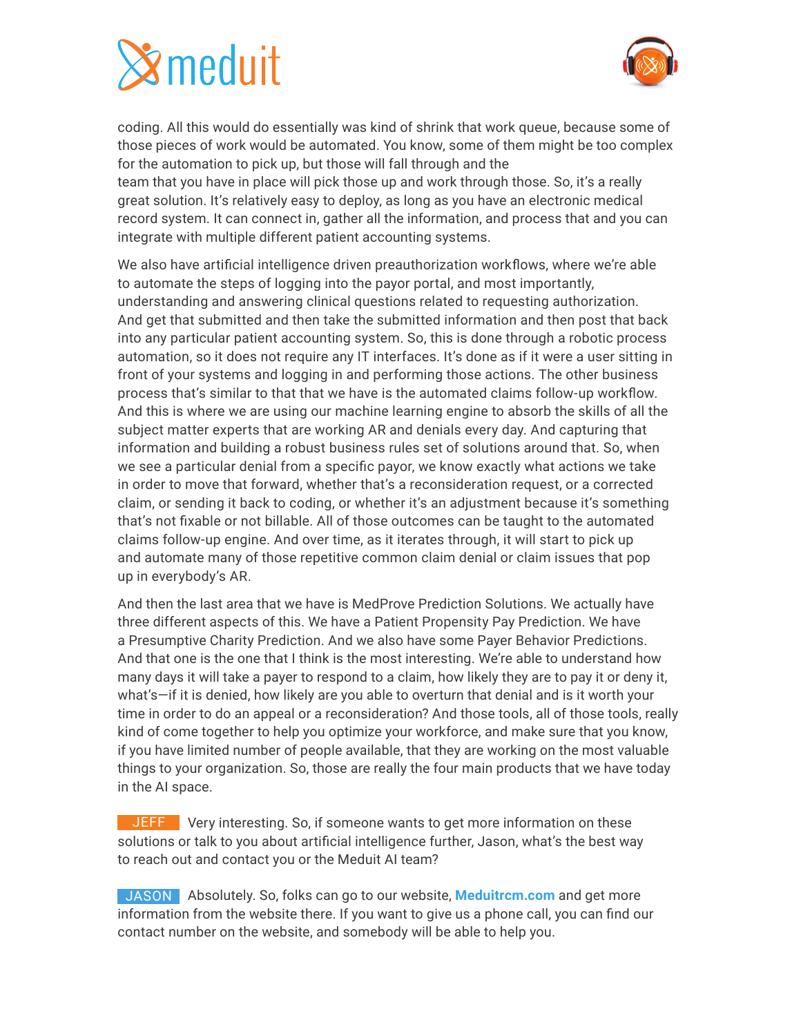coding. All this would do essentially was kind of shrink that work queue, because some of those pieces of work would be automated. You know, some of them might be too complex for the automation to pick up, but those will fall through and the team that you have in place will pick those up and work through those. So, it's a really great solution. It's relatively easy to deploy, as long as you have an electronic medical record system. It can connect in, gather all the information, and process that and you can integrate with multiple different patient accounting systems.

We also have artificial intelligence driven preauthorization workflows, where we're able to automate the steps of logging into the payor portal, and most importantly, understanding and answering clinical questions related to requesting authorization. And get that submitted and then take the submitted information and then post that back into any particular patient accounting system. So, this is done through a robotic process automation, so it does not require any IT interfaces. It's done as if it were a user sitting in front of your systems and logging in and performing those actions. The other business process that's similar to that that we have is the automated claims follow-up workflow. And this is where we are using our machine learning engine to absorb the skills of all the subject matter experts that are working AR and denials every day. And capturing that information and building a robust business rules set of solutions around that. So, when we see a particular denial from a specific payor, we know exactly what actions we take in order to move that forward, whether that's a reconsideration request, or a corrected claim, or sending it back to coding, or whether it's an adjustment because it's something that's not fixable or not billable. All of those outcomes can be taught to the automated claims follow-up engine. And over time, as it iterates through, it will start to pick up and automate many of those repetitive common claim denial or claim issues that pop up in everybody's AR.

And then the last area that we have is MedProve Prediction Solutions. We actually have three different aspects of this. We have a Patient Propensity Pay Prediction. We have a Presumptive Charity Prediction. And we also have some Payer Behavior Predictions. And that one is the one that I think is the most interesting. We're able to understand how many days it will take a payer to respond to a claim, how likely they are to pay it or deny it, what's—if it is denied, how likely are you able to overturn that denial and is it worth your time in order to do an appeal or a reconsideration? And those tools, all of those tools, really kind of come together to help you optimize your workforce, and make sure that you know, if you have limited number of people available, that they are working on the most valuable things to your organization. So, those are really the four main products that we have today in the AI space.

**JEFF** Very interesting. So, if someone wants to get more information on these solutions or talk to you about artificial intelligence further, Jason, what's the best way to reach out and contact you or the Meduit AI team?

**JASON** Absolutely. So, folks can go to our website, **Meduitrcm.com** and get more information from the website there. If you want to give us a phone call, you can find our contact number on the website, and somebody will be able to help you.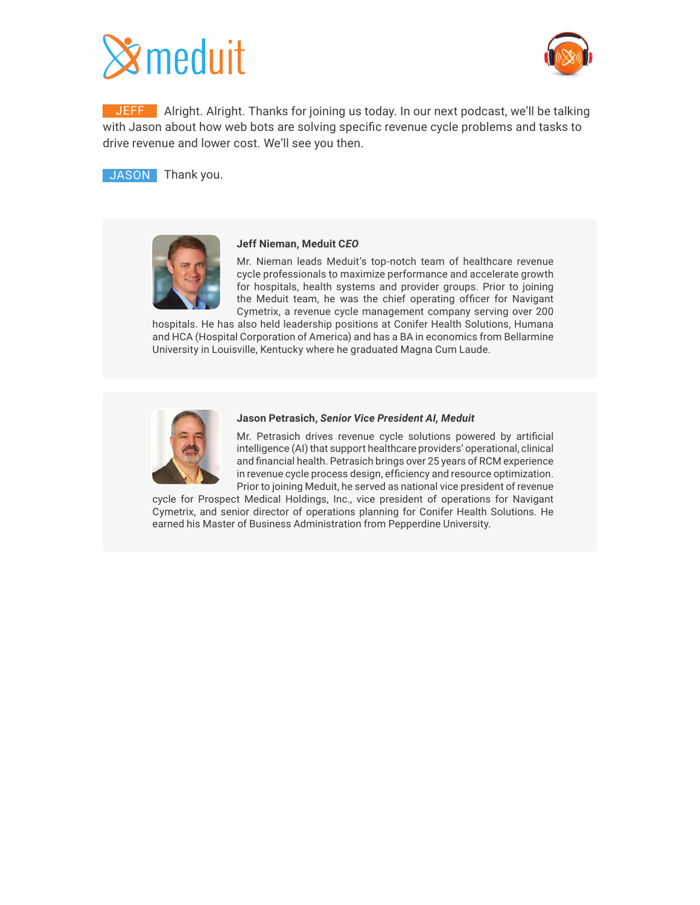**JEFF** Alright. Alright. Thanks for joining us today. In our next podcast, we'll be talking with Jason about how web bots are solving specific revenue cycle problems and tasks to drive revenue and lower cost. We'll see you then.

**JASON** Thank you.

**Jeff Nieman, Meduit *CEO***

Mr. Nieman leads Meduit's top-notch team of healthcare revenue cycle professionals to maximize performance and accelerate growth for hospitals, health systems and provider groups. Prior to joining the Meduit team, he was the chief operating officer for Navigant Cymetrix, a revenue cycle management company serving over 200 hospitals. He has also held leadership positions at Conifer Health Solutions, Humana and HCA (Hospital Corporation of America) and has a BA in economics from Bellarmine University in Louisville, Kentucky where he graduated Magna Cum Laude.

**Jason Petrasich, *Senior Vice President AI, Meduit***

Mr. Petrasich drives revenue cycle solutions powered by artificial intelligence (AI) that support healthcare providers' operational, clinical and financial health. Petrasich brings over 25 years of RCM experience in revenue cycle process design, efficiency and resource optimization. Prior to joining Meduit, he served as national vice president of revenue cycle for Prospect Medical Holdings, Inc., vice president of operations for Navigant Cymetrix, and senior director of operations planning for Conifer Health Solutions. He earned his Master of Business Administration from Pepperdine University.